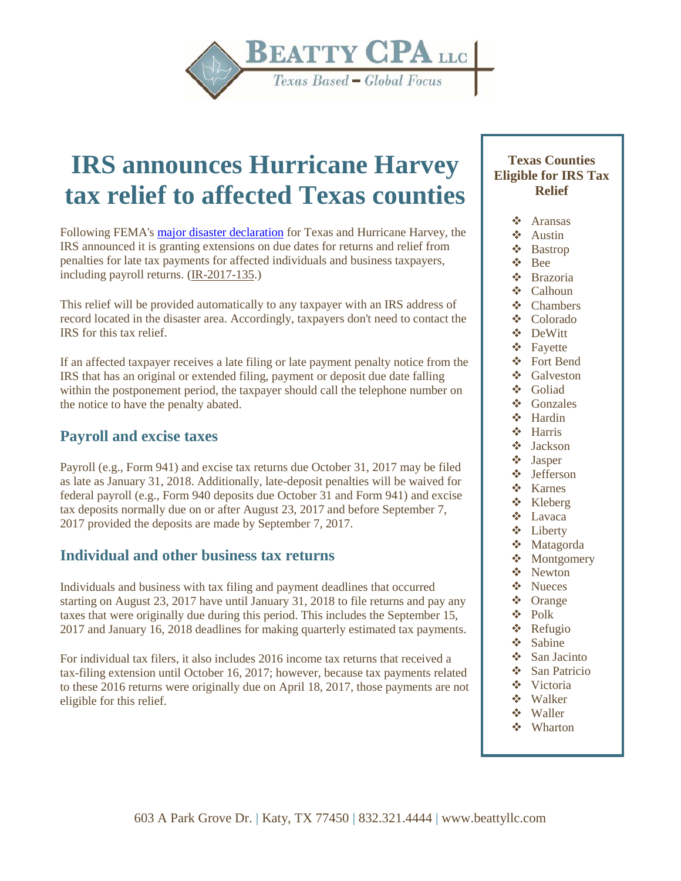# IRS announces Hurricane Harvey tax relief to affected Texas counties

Following FEMA's major disaster declaration for Texas and Hurricane Harvey, the IRS announced it is granting extensions on due dates for returns and relief from penalties for late tax payments for affected individuals and business taxpayers, including payroll returns. (IR-2017-135.)

This relief will be provided automatically to any taxpayer with an IRS address of record located in the disaster area. Accordingly, taxpayers don't need to contact the IRS for this tax relief.

If an affected taxpayer receives a late filing or late payment penalty notice from the IRS that has an original or extended filing, payment or deposit due date falling within the postponement period, the taxpayer should call the telephone number on the notice to have the penalty abated.

## Payroll and excise taxes

Payroll (e.g., Form 941) and excise tax returns due October 31, 2017 may be filed as late as January 31, 2018. Additionally, late-deposit penalties will be waived for federal payroll (e.g., Form 940 deposits due October 31 and Form 941) and excise tax deposits normally due on or after August 23, 2017 and before September 7, 2017 provided the deposits are made by September 7, 2017.

## Individual and other business tax returns

Individuals and business with tax filing and payment deadlines that occurred starting on August 23, 2017 have until January 31, 2018 to file returns and pay any taxes that were originally due during this period. This includes the September 15, 2017 and January 16, 2018 deadlines for making quarterly estimated tax payments.

For individual tax filers, it also includes 2016 income tax returns that received a tax-filing extension until October 16, 2017; however, because tax payments related to these 2016 returns were originally due on April 18, 2017, those payments are not eligible for this relief.

### Texas Counties Eligible for IRS Tax Relief

- Aransas
- Austin
- Bastrop
- Bee
- Brazoria
- Calhoun
- Chambers
- Colorado
- DeWitt
- Fayette
- Fort Bend
- Galveston
- Goliad
- Gonzales
- Hardin
- Harris
- Jackson
- Jasper
- Jefferson
- Karnes
- Kleberg
- Lavaca
- Liberty
- Matagorda
- Montgomery
- Newton
- Nueces
- Orange
- Polk
- Refugio
- Sabine
- San Jacinto
- San Patricio
- Victoria
- Walker
- Waller
- Wharton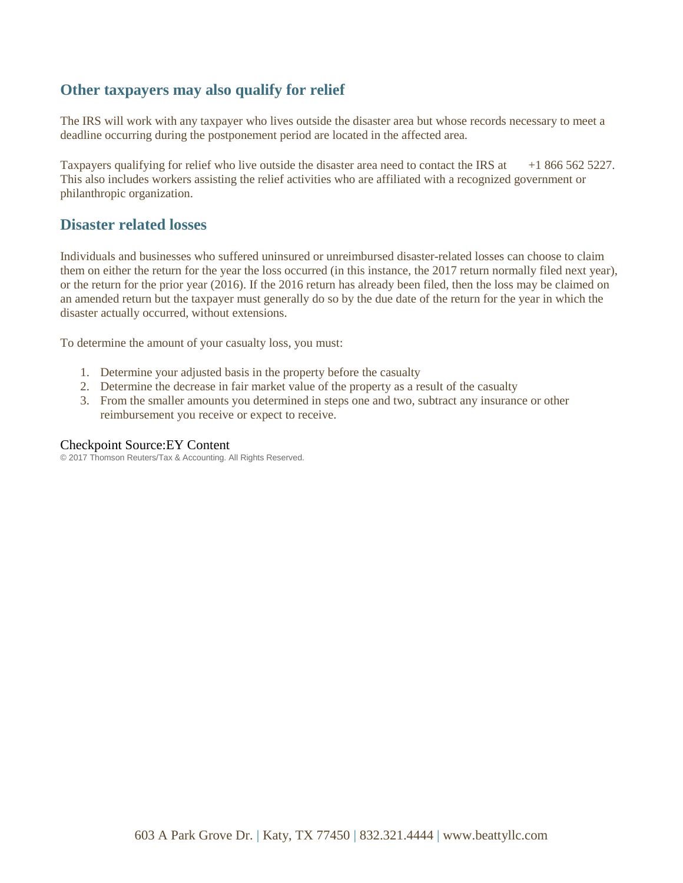## Other taxpayers may also qualify for relief

The IRS will work with any taxpayer who lives outside the disaster area but whose records necessary to meet a deadline occurring during the postponement period are located in the affected area.

Taxpayers qualifying for relief who live outside the disaster area need to contact the IRS at +1 866 562 5227. This also includes workers assisting the relief activities who are affiliated with a recognized government or philanthropic organization.

## Disaster related losses

Individuals and businesses who suffered uninsured or unreimbursed disaster-related losses can choose to claim them on either the return for the year the loss occurred (in this instance, the 2017 return normally filed next year), or the return for the prior year (2016). If the 2016 return has already been filed, then the loss may be claimed on an amended return but the taxpayer must generally do so by the due date of the return for the year in which the disaster actually occurred, without extensions.

To determine the amount of your casualty loss, you must:

1. Determine your adjusted basis in the property before the casualty
2. Determine the decrease in fair market value of the property as a result of the casualty
3. From the smaller amounts you determined in steps one and two, subtract any insurance or other reimbursement you receive or expect to receive.

Checkpoint Source:EY Content

© 2017 Thomson Reuters/Tax & Accounting. All Rights Reserved.

603 A Park Grove Dr. | Katy, TX 77450 | 832.321.4444 | www.beattyllc.com